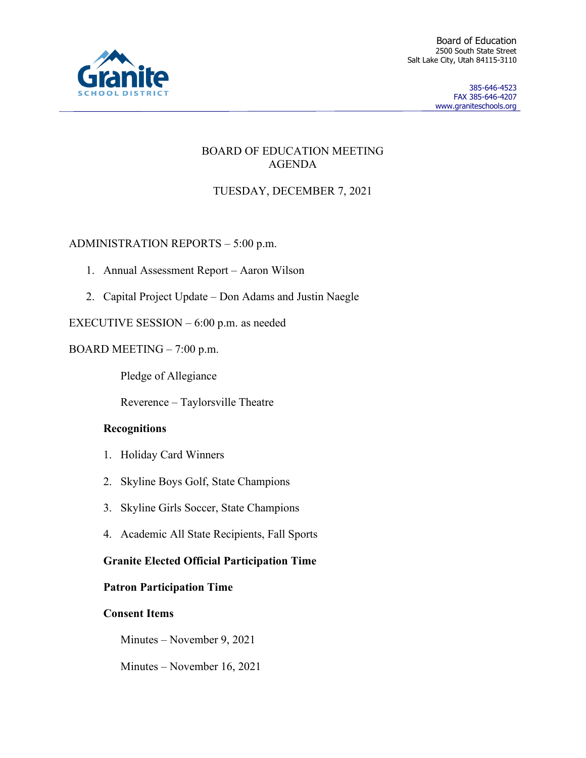Granite SCHOOL DISTRICT

Board of Education
2500 South State Street
Salt Lake City, Utah 84115-3110

385-646-4523
FAX 385-646-4207
www.graniteschools.org

# BOARD OF EDUCATION MEETING AGENDA

## TUESDAY, DECEMBER 7, 2021

ADMINISTRATION REPORTS – 5:00 p.m.

1. Annual Assessment Report – Aaron Wilson
2. Capital Project Update – Don Adams and Justin Naegle

EXECUTIVE SESSION – 6:00 p.m. as needed

BOARD MEETING – 7:00 p.m.

Pledge of Allegiance

Reverence – Taylorsville Theatre

**Recognitions**

1. Holiday Card Winners
2. Skyline Boys Golf, State Champions
3. Skyline Girls Soccer, State Champions
4. Academic All State Recipients, Fall Sports

**Granite Elected Official Participation Time**

**Patron Participation Time**

**Consent Items**

Minutes – November 9, 2021

Minutes – November 16, 2021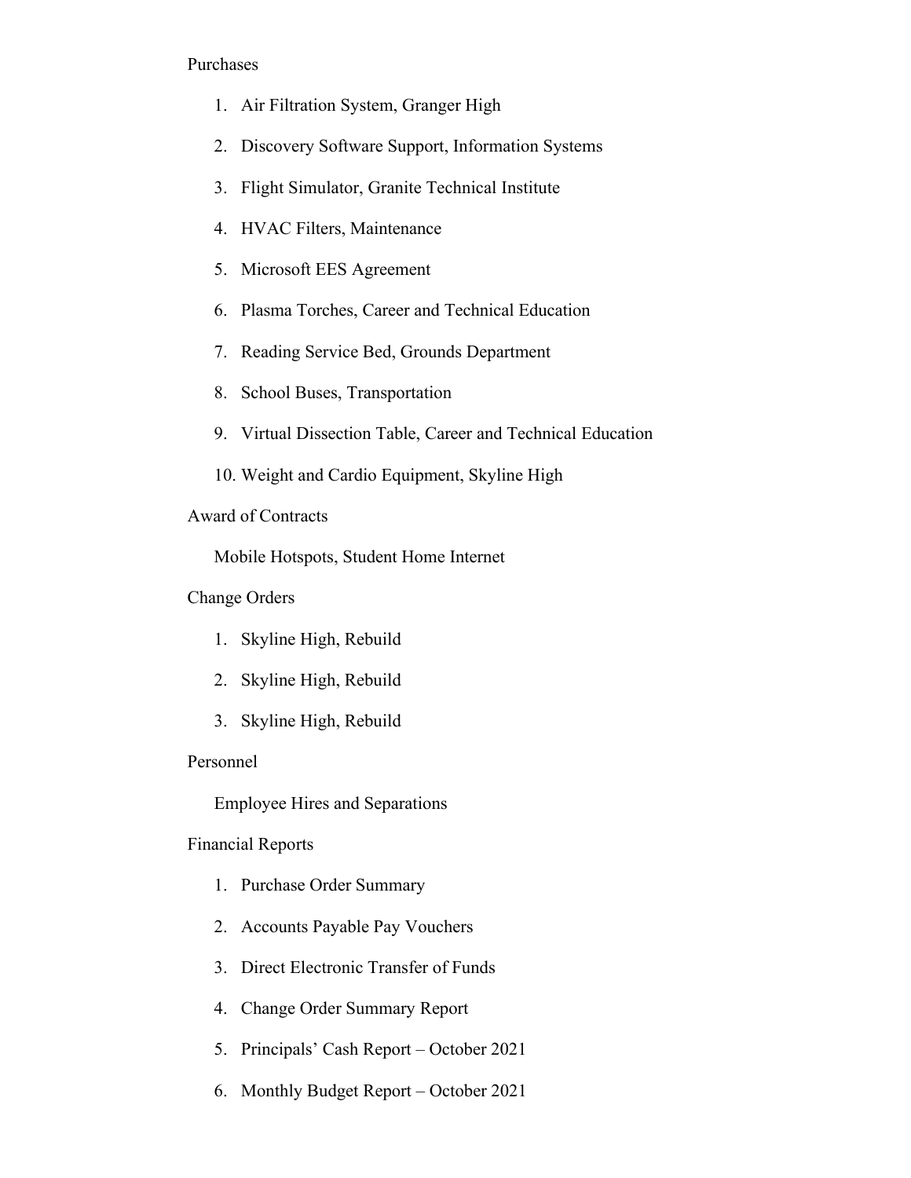Purchases

1. Air Filtration System, Granger High
2. Discovery Software Support, Information Systems
3. Flight Simulator, Granite Technical Institute
4. HVAC Filters, Maintenance
5. Microsoft EES Agreement
6. Plasma Torches, Career and Technical Education
7. Reading Service Bed, Grounds Department
8. School Buses, Transportation
9. Virtual Dissection Table, Career and Technical Education
10. Weight and Cardio Equipment, Skyline High

Award of Contracts

Mobile Hotspots, Student Home Internet

Change Orders

1. Skyline High, Rebuild
2. Skyline High, Rebuild
3. Skyline High, Rebuild

Personnel

Employee Hires and Separations

Financial Reports

1. Purchase Order Summary
2. Accounts Payable Pay Vouchers
3. Direct Electronic Transfer of Funds
4. Change Order Summary Report
5. Principals' Cash Report – October 2021
6. Monthly Budget Report – October 2021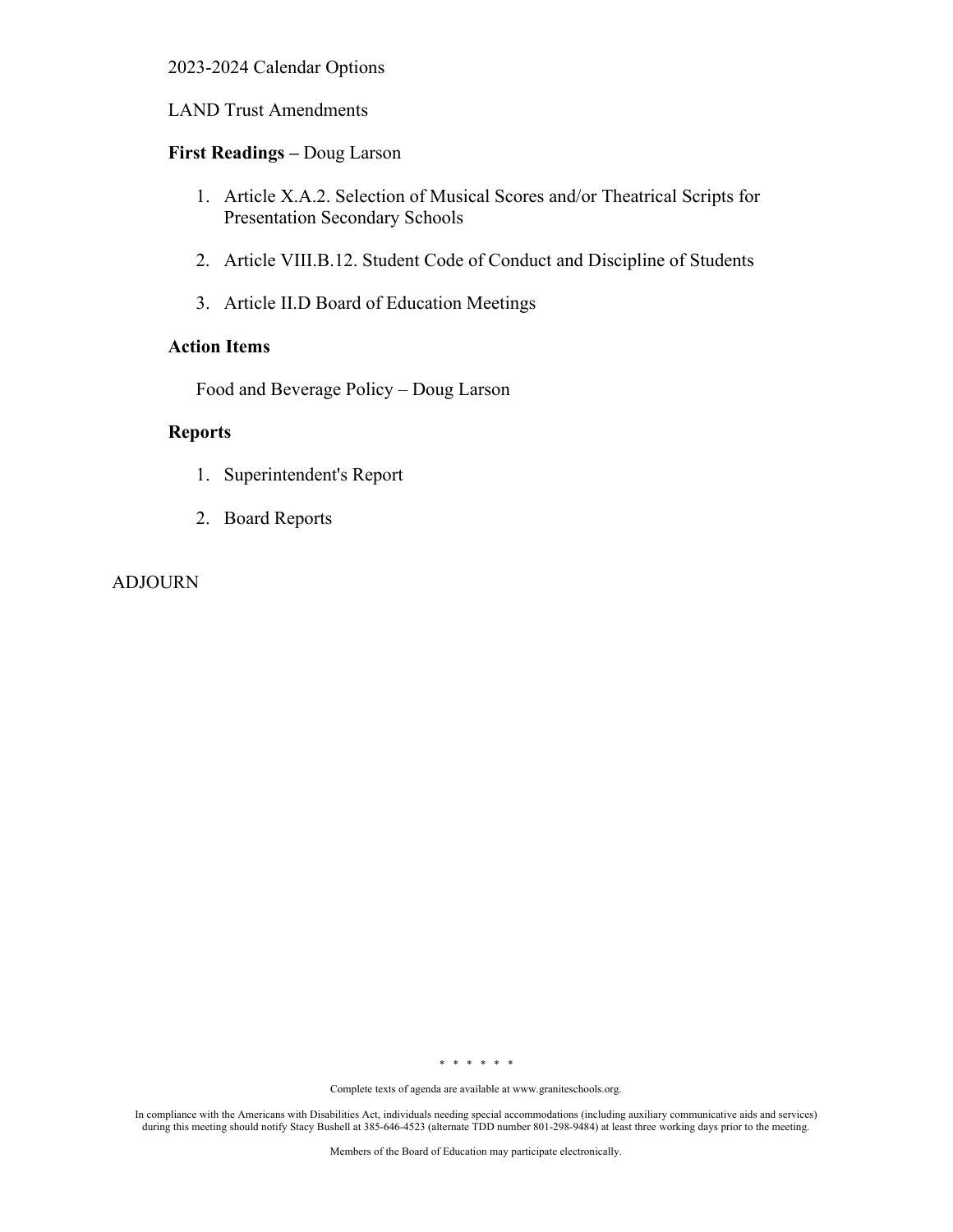2023-2024 Calendar Options

LAND Trust Amendments

**First Readings –** Doug Larson

1. Article X.A.2. Selection of Musical Scores and/or Theatrical Scripts for Presentation Secondary Schools

2. Article VIII.B.12. Student Code of Conduct and Discipline of Students

3. Article II.D Board of Education Meetings

**Action Items**

Food and Beverage Policy – Doug Larson

**Reports**

1. Superintendent's Report

2. Board Reports

ADJOURN

\* \* \* \* \* \*

Complete texts of agenda are available at www.graniteschools.org.

In compliance with the Americans with Disabilities Act, individuals needing special accommodations (including auxiliary communicative aids and services) during this meeting should notify Stacy Bushell at 385-646-4523 (alternate TDD number 801-298-9484) at least three working days prior to the meeting.

Members of the Board of Education may participate electronically.